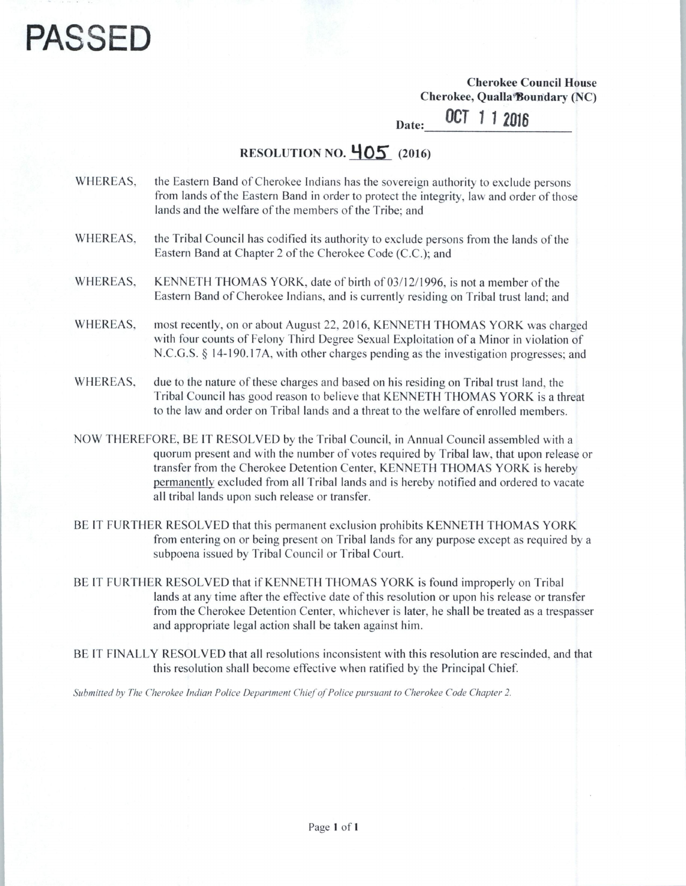# PASSED

**Cherokee Council House**
**Cherokee, Qualla Boundary (NC)**

**Date:** OCT 1 1 2016

## RESOLUTION NO. 405 (2016)

WHEREAS, the Eastern Band of Cherokee Indians has the sovereign authority to exclude persons from lands of the Eastern Band in order to protect the integrity, law and order of those lands and the welfare of the members of the Tribe; and

WHEREAS, the Tribal Council has codified its authority to exclude persons from the lands of the Eastern Band at Chapter 2 of the Cherokee Code (C.C.); and

WHEREAS, KENNETH THOMAS YORK, date of birth of 03/12/1996, is not a member of the Eastern Band of Cherokee Indians, and is currently residing on Tribal trust land; and

WHEREAS, most recently, on or about August 22, 2016, KENNETH THOMAS YORK was charged with four counts of Felony Third Degree Sexual Exploitation of a Minor in violation of N.C.G.S. § 14-190.17A, with other charges pending as the investigation progresses; and

WHEREAS, due to the nature of these charges and based on his residing on Tribal trust land, the Tribal Council has good reason to believe that KENNETH THOMAS YORK is a threat to the law and order on Tribal lands and a threat to the welfare of enrolled members.

NOW THEREFORE, BE IT RESOLVED by the Tribal Council, in Annual Council assembled with a quorum present and with the number of votes required by Tribal law, that upon release or transfer from the Cherokee Detention Center, KENNETH THOMAS YORK is hereby permanently excluded from all Tribal lands and is hereby notified and ordered to vacate all tribal lands upon such release or transfer.

BE IT FURTHER RESOLVED that this permanent exclusion prohibits KENNETH THOMAS YORK from entering on or being present on Tribal lands for any purpose except as required by a subpoena issued by Tribal Council or Tribal Court.

BE IT FURTHER RESOLVED that if KENNETH THOMAS YORK is found improperly on Tribal lands at any time after the effective date of this resolution or upon his release or transfer from the Cherokee Detention Center, whichever is later, he shall be treated as a trespasser and appropriate legal action shall be taken against him.

BE IT FINALLY RESOLVED that all resolutions inconsistent with this resolution are rescinded, and that this resolution shall become effective when ratified by the Principal Chief.

*Submitted by The Cherokee Indian Police Department Chief of Police pursuant to Cherokee Code Chapter 2.*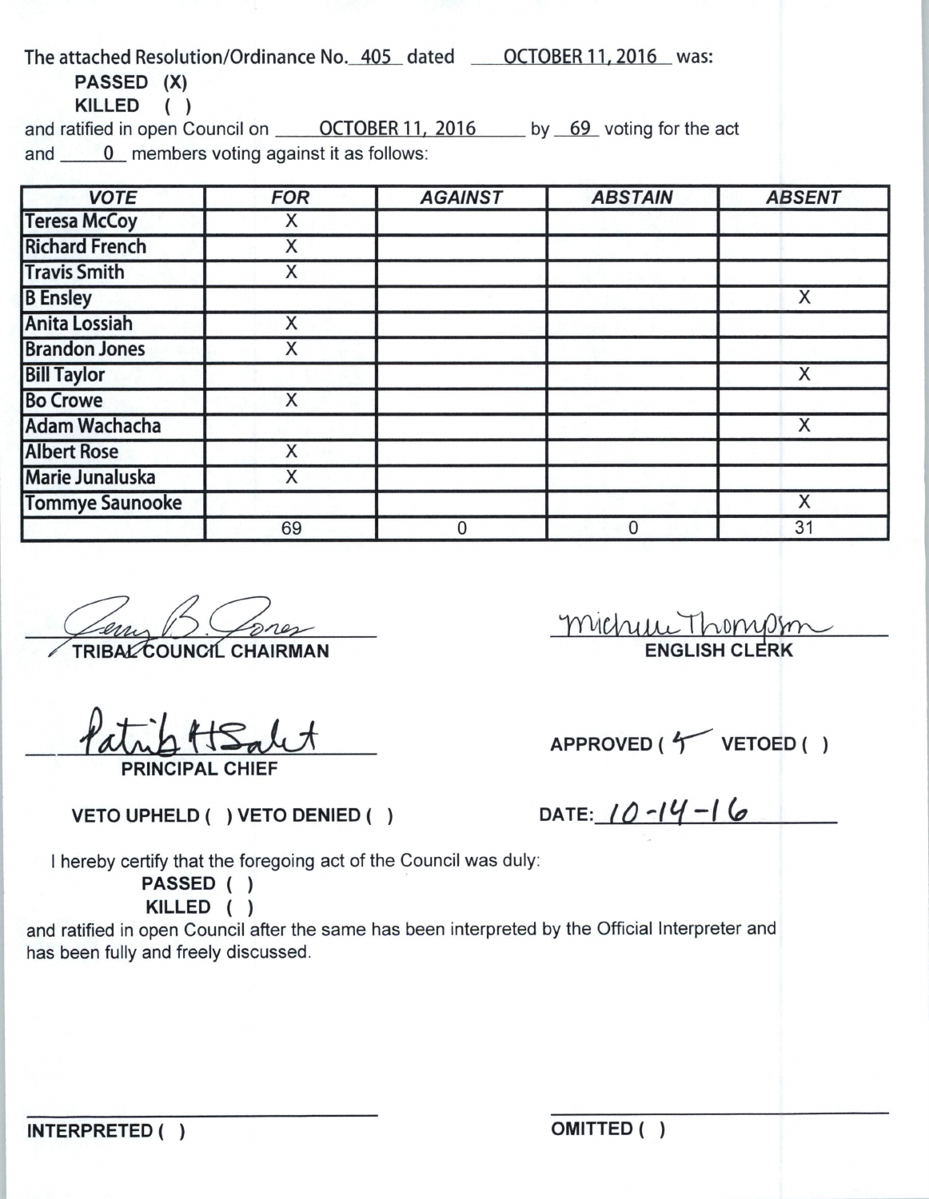The attached Resolution/Ordinance No. 405 dated OCTOBER 11, 2016 was:

**PASSED (X)**

**KILLED ( )**

and ratified in open Council on OCTOBER 11, 2016 by 69 voting for the act and 0 members voting against it as follows:

| VOTE | FOR | AGAINST | ABSTAIN | ABSENT |
|---|---|---|---|---|
| Teresa McCoy | X | | | |
| Richard French | X | | | |
| Travis Smith | X | | | |
| B Ensley | | | | X |
| Anita Lossiah | X | | | |
| Brandon Jones | X | | | |
| Bill Taylor | | | | X |
| Bo Crowe | X | | | |
| Adam Wachacha | | | | X |
| Albert Rose | X | | | |
| Marie Junaluska | X | | | |
| Tommye Saunooke | | | | X |
| | 69 | 0 | 0 | 31 |

Jerry B. Jones
**TRIBAL COUNCIL CHAIRMAN**

Michelle Thompson
**ENGLISH CLERK**

Patrick H Lambert
**PRINCIPAL CHIEF**

**APPROVED (✓) VETOED ( )**

**VETO UPHELD ( ) VETO DENIED ( )**

**DATE:** 10-14-16

I hereby certify that the foregoing act of the Council was duly:

**PASSED ( )**

**KILLED ( )**

and ratified in open Council after the same has been interpreted by the Official Interpreter and has been fully and freely discussed.

**INTERPRETED ( )**

**OMITTED ( )**